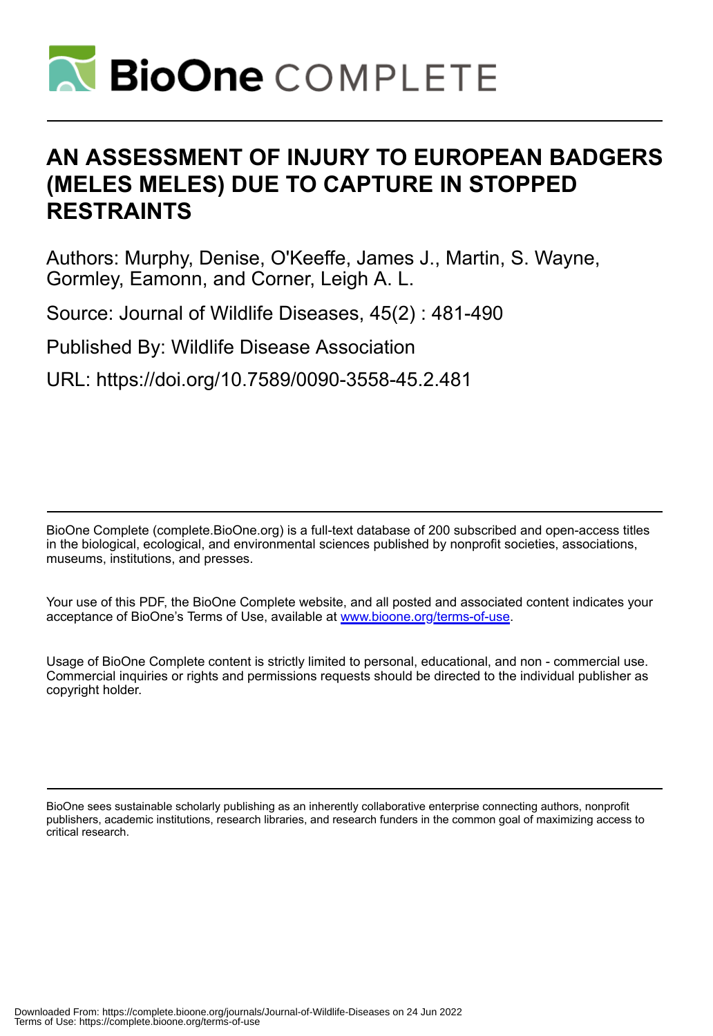# AN ASSESSMENT OF INJURY TO EUROPEAN BADGERS (MELES MELES) DUE TO CAPTURE IN STOPPED RESTRAINTS

Authors: Murphy, Denise, O'Keeffe, James J., Martin, S. Wayne, Gormley, Eamonn, and Corner, Leigh A. L.

Source: Journal of Wildlife Diseases, 45(2) : 481-490

Published By: Wildlife Disease Association

URL: https://doi.org/10.7589/0090-3558-45.2.481

BioOne Complete (complete.BioOne.org) is a full-text database of 200 subscribed and open-access titles in the biological, ecological, and environmental sciences published by nonprofit societies, associations, museums, institutions, and presses.

Your use of this PDF, the BioOne Complete website, and all posted and associated content indicates your acceptance of BioOne's Terms of Use, available at www.bioone.org/terms-of-use.

Usage of BioOne Complete content is strictly limited to personal, educational, and non - commercial use. Commercial inquiries or rights and permissions requests should be directed to the individual publisher as copyright holder.

BioOne sees sustainable scholarly publishing as an inherently collaborative enterprise connecting authors, nonprofit publishers, academic institutions, research libraries, and research funders in the common goal of maximizing access to critical research.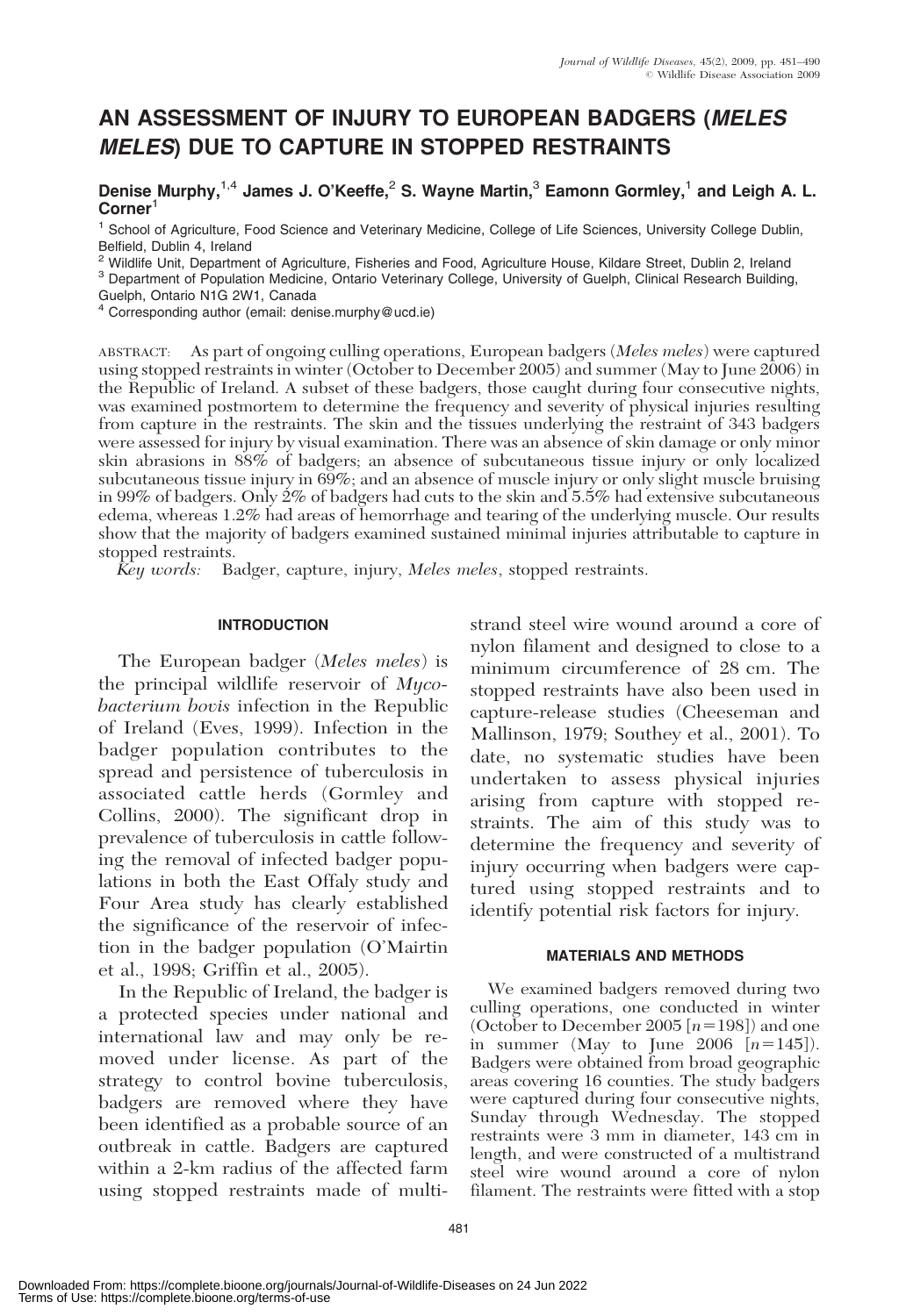# AN ASSESSMENT OF INJURY TO EUROPEAN BADGERS (*MELES MELES*) DUE TO CAPTURE IN STOPPED RESTRAINTS

**Denise Murphy,[1,4] James J. O'Keeffe,[2] S. Wayne Martin,[3] Eamonn Gormley,[1] and Leigh A. L. Corner[1]**

[1] School of Agriculture, Food Science and Veterinary Medicine, College of Life Sciences, University College Dublin, Belfield, Dublin 4, Ireland
[2] Wildlife Unit, Department of Agriculture, Fisheries and Food, Agriculture House, Kildare Street, Dublin 2, Ireland
[3] Department of Population Medicine, Ontario Veterinary College, University of Guelph, Clinical Research Building, Guelph, Ontario N1G 2W1, Canada
[4] Corresponding author (email: denise.murphy@ucd.ie)

ABSTRACT: As part of ongoing culling operations, European badgers (*Meles meles*) were captured using stopped restraints in winter (October to December 2005) and summer (May to June 2006) in the Republic of Ireland. A subset of these badgers, those caught during four consecutive nights, was examined postmortem to determine the frequency and severity of physical injuries resulting from capture in the restraints. The skin and the tissues underlying the restraint of 343 badgers were assessed for injury by visual examination. There was an absence of skin damage or only minor skin abrasions in 88% of badgers; an absence of subcutaneous tissue injury or only localized subcutaneous tissue injury in 69%; and an absence of muscle injury or only slight muscle bruising in 99% of badgers. Only 2% of badgers had cuts to the skin and 5.5% had extensive subcutaneous edema, whereas 1.2% had areas of hemorrhage and tearing of the underlying muscle. Our results show that the majority of badgers examined sustained minimal injuries attributable to capture in stopped restraints.

*Key words:* Badger, capture, injury, *Meles meles*, stopped restraints.

## INTRODUCTION

The European badger (*Meles meles*) is the principal wildlife reservoir of *Mycobacterium bovis* infection in the Republic of Ireland (Eves, 1999). Infection in the badger population contributes to the spread and persistence of tuberculosis in associated cattle herds (Gormley and Collins, 2000). The significant drop in prevalence of tuberculosis in cattle following the removal of infected badger populations in both the East Offaly study and Four Area study has clearly established the significance of the reservoir of infection in the badger population (O'Mairtin et al., 1998; Griffin et al., 2005).

In the Republic of Ireland, the badger is a protected species under national and international law and may only be removed under license. As part of the strategy to control bovine tuberculosis, badgers are removed where they have been identified as a probable source of an outbreak in cattle. Badgers are captured within a 2-km radius of the affected farm using stopped restraints made of multistrand steel wire wound around a core of nylon filament and designed to close to a minimum circumference of 28 cm. The stopped restraints have also been used in capture-release studies (Cheeseman and Mallinson, 1979; Southey et al., 2001). To date, no systematic studies have been undertaken to assess physical injuries arising from capture with stopped restraints. The aim of this study was to determine the frequency and severity of injury occurring when badgers were captured using stopped restraints and to identify potential risk factors for injury.

## MATERIALS AND METHODS

We examined badgers removed during two culling operations, one conducted in winter (October to December 2005 [$n=198$]) and one in summer (May to June 2006 [$n=145$]). Badgers were obtained from broad geographic areas covering 16 counties. The study badgers were captured during four consecutive nights, Sunday through Wednesday. The stopped restraints were 3 mm in diameter, 143 cm in length, and were constructed of a multistrand steel wire wound around a core of nylon filament. The restraints were fitted with a stop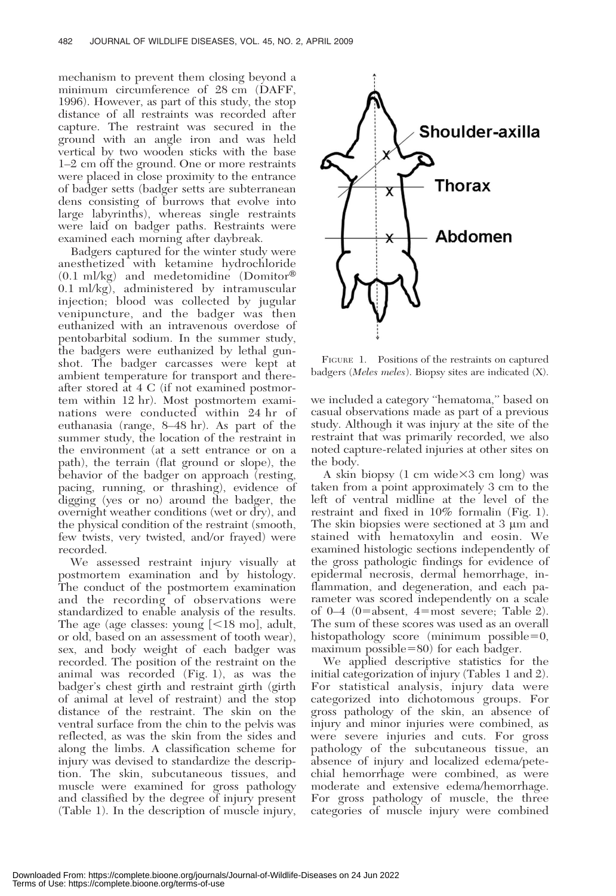mechanism to prevent them closing beyond a minimum circumference of 28 cm (DAFF, 1996). However, as part of this study, the stop distance of all restraints was recorded after capture. The restraint was secured in the ground with an angle iron and was held vertical by two wooden sticks with the base 1–2 cm off the ground. One or more restraints were placed in close proximity to the entrance of badger setts (badger setts are subterranean dens consisting of burrows that evolve into large labyrinths), whereas single restraints were laid on badger paths. Restraints were examined each morning after daybreak.

Badgers captured for the winter study were anesthetized with ketamine hydrochloride (0.1 ml/kg) and medetomidine (Domitor® 0.1 ml/kg), administered by intramuscular injection; blood was collected by jugular venipuncture, and the badger was then euthanized with an intravenous overdose of pentobarbital sodium. In the summer study, the badgers were euthanized by lethal gunshot. The badger carcasses were kept at ambient temperature for transport and thereafter stored at 4 C (if not examined postmortem within 12 hr). Most postmortem examinations were conducted within 24 hr of euthanasia (range, 8–48 hr). As part of the summer study, the location of the restraint in the environment (at a sett entrance or on a path), the terrain (flat ground or slope), the behavior of the badger on approach (resting, pacing, running, or thrashing), evidence of digging (yes or no) around the badger, the overnight weather conditions (wet or dry), and the physical condition of the restraint (smooth, few twists, very twisted, and/or frayed) were recorded.

We assessed restraint injury visually at postmortem examination and by histology. The conduct of the postmortem examination and the recording of observations were standardized to enable analysis of the results. The age (age classes: young [<18 mo], adult, or old, based on an assessment of tooth wear), sex, and body weight of each badger was recorded. The position of the restraint on the animal was recorded (Fig. 1), as was the badger's chest girth and restraint girth (girth of animal at level of restraint) and the stop distance of the restraint. The skin on the ventral surface from the chin to the pelvis was reflected, as was the skin from the sides and along the limbs. A classification scheme for injury was devised to standardize the description. The skin, subcutaneous tissues, and muscle were examined for gross pathology and classified by the degree of injury present (Table 1). In the description of muscle injury, we included a category "hematoma," based on casual observations made as part of a previous study. Although it was injury at the site of the restraint that was primarily recorded, we also noted capture-related injuries at other sites on the body.

FIGURE 1. Positions of the restraints on captured badgers (*Meles meles*). Biopsy sites are indicated (X).

A skin biopsy (1 cm wide×3 cm long) was taken from a point approximately 3 cm to the left of ventral midline at the level of the restraint and fixed in 10% formalin (Fig. 1). The skin biopsies were sectioned at 3 μm and stained with hematoxylin and eosin. We examined histologic sections independently of the gross pathologic findings for evidence of epidermal necrosis, dermal hemorrhage, inflammation, and degeneration, and each parameter was scored independently on a scale of 0–4 (0=absent, 4=most severe; Table 2). The sum of these scores was used as an overall histopathology score (minimum possible=0, maximum possible=80) for each badger.

We applied descriptive statistics for the initial categorization of injury (Tables 1 and 2). For statistical analysis, injury data were categorized into dichotomous groups. For gross pathology of the skin, an absence of injury and minor injuries were combined, as were severe injuries and cuts. For gross pathology of the subcutaneous tissue, an absence of injury and localized edema/petechial hemorrhage were combined, as were moderate and extensive edema/hemorrhage. For gross pathology of muscle, the three categories of muscle injury were combined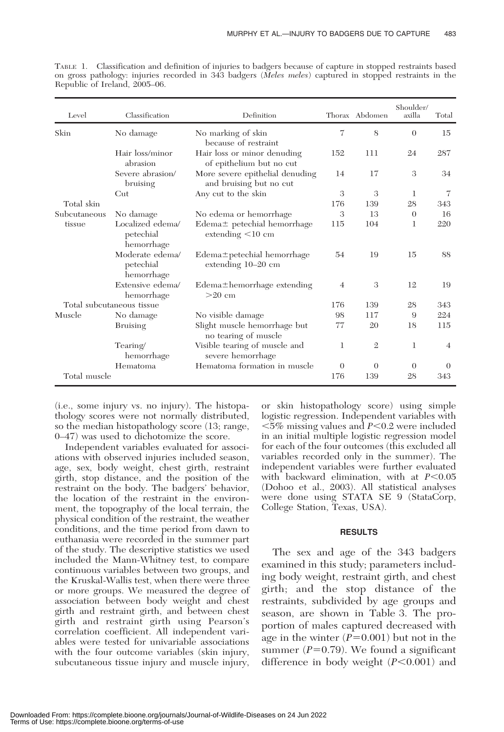TABLE 1. Classification and definition of injuries to badgers because of capture in stopped restraints based on gross pathology: injuries recorded in 343 badgers (*Meles meles*) captured in stopped restraints in the Republic of Ireland, 2005–06.

| Level | Classification | Definition | Thorax | Abdomen | Shoulder/ axilla | Total |
|---|---|---|---|---|---|---|
| Skin | No damage | No marking of skin because of restraint | 7 | 8 | 0 | 15 |
| | Hair loss/minor abrasion | Hair loss or minor denuding of epithelium but no cut | 152 | 111 | 24 | 287 |
| | Severe abrasion/ bruising | More severe epithelial denuding and bruising but no cut | 14 | 17 | 3 | 34 |
| | Cut | Any cut to the skin | 3 | 3 | 1 | 7 |
| Total skin | | | 176 | 139 | 28 | 343 |
| Subcutaneous tissue | No damage | No edema or hemorrhage | 3 | 13 | 0 | 16 |
| | Localized edema/ petechial hemorrhage | Edema± petechial hemorrhage extending <10 cm | 115 | 104 | 1 | 220 |
| | Moderate edema/ petechial hemorrhage | Edema±petechial hemorrhage extending 10–20 cm | 54 | 19 | 15 | 88 |
| | Extensive edema/ hemorrhage | Edema±hemorrhage extending >20 cm | 4 | 3 | 12 | 19 |
| Total subcutaneous tissue | | | 176 | 139 | 28 | 343 |
| Muscle | No damage | No visible damage | 98 | 117 | 9 | 224 |
| | Bruising | Slight muscle hemorrhage but no tearing of muscle | 77 | 20 | 18 | 115 |
| | Tearing/ hemorrhage | Visible tearing of muscle and severe hemorrhage | 1 | 2 | 1 | 4 |
| | Hematoma | Hematoma formation in muscle | 0 | 0 | 0 | 0 |
| Total muscle | | | 176 | 139 | 28 | 343 |

(i.e., some injury vs. no injury). The histopathology scores were not normally distributed, so the median histopathology score (13; range, 0–47) was used to dichotomize the score.

Independent variables evaluated for associations with observed injuries included season, age, sex, body weight, chest girth, restraint girth, stop distance, and the position of the restraint on the body. The badgers' behavior, the location of the restraint in the environment, the topography of the local terrain, the physical condition of the restraint, the weather conditions, and the time period from dawn to euthanasia were recorded in the summer part of the study. The descriptive statistics we used included the Mann-Whitney test, to compare continuous variables between two groups, and the Kruskal-Wallis test, when there were three or more groups. We measured the degree of association between body weight and chest girth and restraint girth, and between chest girth and restraint girth using Pearson's correlation coefficient. All independent variables were tested for univariable associations with the four outcome variables (skin injury, subcutaneous tissue injury and muscle injury, or skin histopathology score) using simple logistic regression. Independent variables with <5% missing values and $P<0.2$ were included in an initial multiple logistic regression model for each of the four outcomes (this excluded all variables recorded only in the summer). The independent variables were further evaluated with backward elimination, with at $P<0.05$ (Dohoo et al., 2003). All statistical analyses were done using STATA SE 9 (StataCorp, College Station, Texas, USA).

## RESULTS

The sex and age of the 343 badgers examined in this study; parameters including body weight, restraint girth, and chest girth; and the stop distance of the restraints, subdivided by age groups and season, are shown in Table 3. The proportion of males captured decreased with age in the winter ($P=0.001$) but not in the summer ($P=0.79$). We found a significant difference in body weight ($P<0.001$) and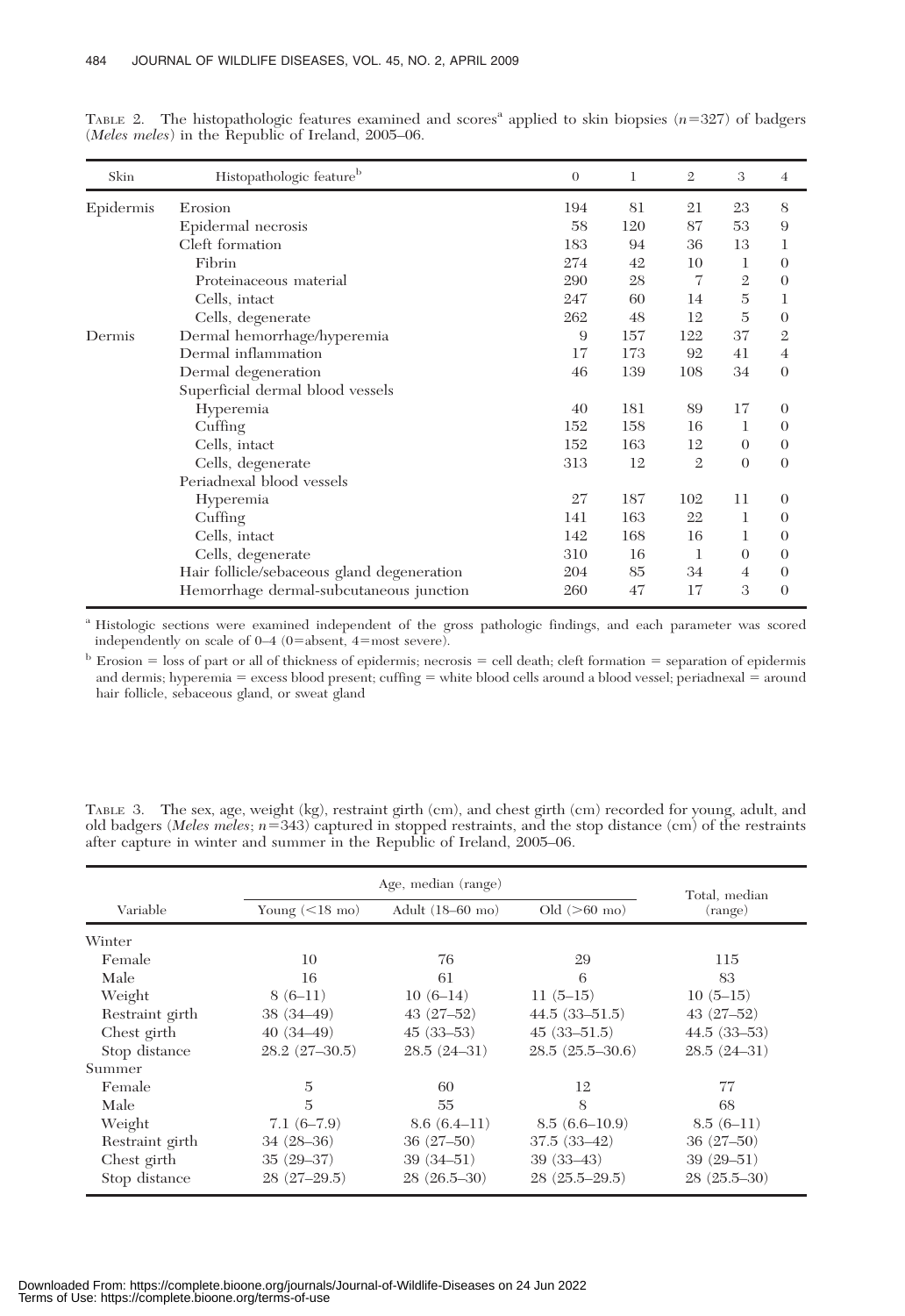TABLE 2. The histopathologic features examined and scores[a] applied to skin biopsies ($n$=327) of badgers (*Meles meles*) in the Republic of Ireland, 2005–06.

| Skin | Histopathologic feature[b] | 0 | 1 | 2 | 3 | 4 |
|---|---|---|---|---|---|---|
| Epidermis | Erosion | 194 | 81 | 21 | 23 | 8 |
| | Epidermal necrosis | 58 | 120 | 87 | 53 | 9 |
| | Cleft formation | 183 | 94 | 36 | 13 | 1 |
| | Fibrin | 274 | 42 | 10 | 1 | 0 |
| | Proteinaceous material | 290 | 28 | 7 | 2 | 0 |
| | Cells, intact | 247 | 60 | 14 | 5 | 1 |
| | Cells, degenerate | 262 | 48 | 12 | 5 | 0 |
| Dermis | Dermal hemorrhage/hyperemia | 9 | 157 | 122 | 37 | 2 |
| | Dermal inflammation | 17 | 173 | 92 | 41 | 4 |
| | Dermal degeneration | 46 | 139 | 108 | 34 | 0 |
| | Superficial dermal blood vessels | | | | | |
| | Hyperemia | 40 | 181 | 89 | 17 | 0 |
| | Cuffing | 152 | 158 | 16 | 1 | 0 |
| | Cells, intact | 152 | 163 | 12 | 0 | 0 |
| | Cells, degenerate | 313 | 12 | 2 | 0 | 0 |
| | Periadnexal blood vessels | | | | | |
| | Hyperemia | 27 | 187 | 102 | 11 | 0 |
| | Cuffing | 141 | 163 | 22 | 1 | 0 |
| | Cells, intact | 142 | 168 | 16 | 1 | 0 |
| | Cells, degenerate | 310 | 16 | 1 | 0 | 0 |
| | Hair follicle/sebaceous gland degeneration | 204 | 85 | 34 | 4 | 0 |
| | Hemorrhage dermal-subcutaneous junction | 260 | 47 | 17 | 3 | 0 |

[a] Histologic sections were examined independent of the gross pathologic findings, and each parameter was scored independently on scale of 0–4 (0=absent, 4=most severe).

[b] Erosion = loss of part or all of thickness of epidermis; necrosis = cell death; cleft formation = separation of epidermis and dermis; hyperemia = excess blood present; cuffing = white blood cells around a blood vessel; periadnexal = around hair follicle, sebaceous gland, or sweat gland

TABLE 3. The sex, age, weight (kg), restraint girth (cm), and chest girth (cm) recorded for young, adult, and old badgers (*Meles meles*; $n$=343) captured in stopped restraints, and the stop distance (cm) of the restraints after capture in winter and summer in the Republic of Ireland, 2005–06.

| Variable | Age, median (range) | | | Total, median (range) |
|---|---|---|---|---|
| | Young (<18 mo) | Adult (18–60 mo) | Old (>60 mo) | |
| Winter | | | | |
| Female | 10 | 76 | 29 | 115 |
| Male | 16 | 61 | 6 | 83 |
| Weight | 8 (6–11) | 10 (6–14) | 11 (5–15) | 10 (5–15) |
| Restraint girth | 38 (34–49) | 43 (27–52) | 44.5 (33–51.5) | 43 (27–52) |
| Chest girth | 40 (34–49) | 45 (33–53) | 45 (33–51.5) | 44.5 (33–53) |
| Stop distance | 28.2 (27–30.5) | 28.5 (24–31) | 28.5 (25.5–30.6) | 28.5 (24–31) |
| Summer | | | | |
| Female | 5 | 60 | 12 | 77 |
| Male | 5 | 55 | 8 | 68 |
| Weight | 7.1 (6–7.9) | 8.6 (6.4–11) | 8.5 (6.6–10.9) | 8.5 (6–11) |
| Restraint girth | 34 (28–36) | 36 (27–50) | 37.5 (33–42) | 36 (27–50) |
| Chest girth | 35 (29–37) | 39 (34–51) | 39 (33–43) | 39 (29–51) |
| Stop distance | 28 (27–29.5) | 28 (26.5–30) | 28 (25.5–29.5) | 28 (25.5–30) |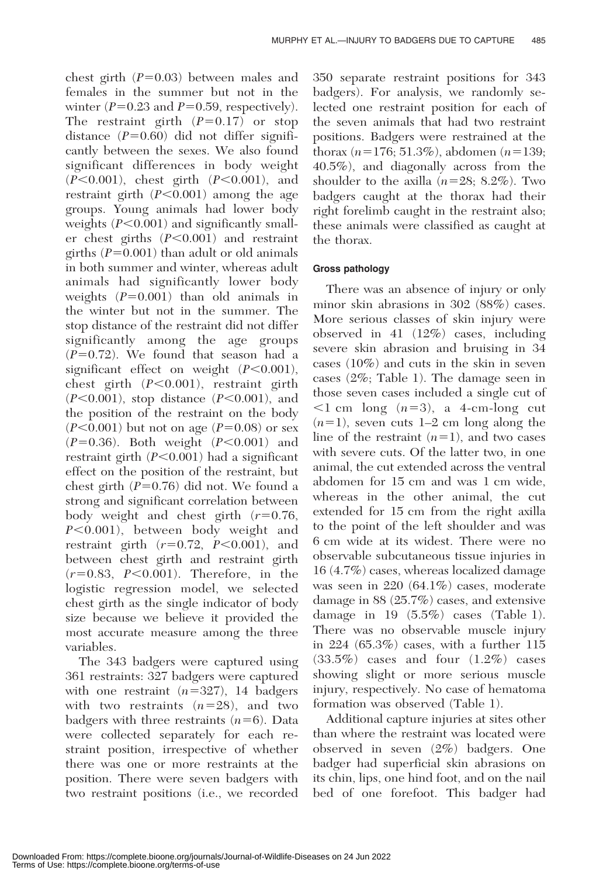chest girth ($P=0.03$) between males and females in the summer but not in the winter ($P=0.23$ and $P=0.59$, respectively). The restraint girth ($P=0.17$) or stop distance ($P=0.60$) did not differ significantly between the sexes. We also found significant differences in body weight ($P<0.001$), chest girth ($P<0.001$), and restraint girth ($P<0.001$) among the age groups. Young animals had lower body weights ($P<0.001$) and significantly smaller chest girths ($P<0.001$) and restraint girths ($P=0.001$) than adult or old animals in both summer and winter, whereas adult animals had significantly lower body weights ($P=0.001$) than old animals in the winter but not in the summer. The stop distance of the restraint did not differ significantly among the age groups ($P=0.72$). We found that season had a significant effect on weight ($P<0.001$), chest girth ($P<0.001$), restraint girth ($P<0.001$), stop distance ($P<0.001$), and the position of the restraint on the body ($P<0.001$) but not on age ($P=0.08$) or sex ($P=0.36$). Both weight ($P<0.001$) and restraint girth ($P<0.001$) had a significant effect on the position of the restraint, but chest girth ($P=0.76$) did not. We found a strong and significant correlation between body weight and chest girth ($r=0.76$, $P<0.001$), between body weight and restraint girth ($r=0.72$, $P<0.001$), and between chest girth and restraint girth ($r=0.83$, $P<0.001$). Therefore, in the logistic regression model, we selected chest girth as the single indicator of body size because we believe it provided the most accurate measure among the three variables.

The 343 badgers were captured using 361 restraints: 327 badgers were captured with one restraint ($n=327$), 14 badgers with two restraints ($n=28$), and two badgers with three restraints ($n=6$). Data were collected separately for each restraint position, irrespective of whether there was one or more restraints at the position. There were seven badgers with two restraint positions (i.e., we recorded 350 separate restraint positions for 343 badgers). For analysis, we randomly selected one restraint position for each of the seven animals that had two restraint positions. Badgers were restrained at the thorax ($n=176$; 51.3%), abdomen ($n=139$; 40.5%), and diagonally across from the shoulder to the axilla ($n=28$; 8.2%). Two badgers caught at the thorax had their right forelimb caught in the restraint also; these animals were classified as caught at the thorax.

#### Gross pathology

There was an absence of injury or only minor skin abrasions in 302 (88%) cases. More serious classes of skin injury were observed in 41 (12%) cases, including severe skin abrasion and bruising in 34 cases (10%) and cuts in the skin in seven cases (2%; Table 1). The damage seen in those seven cases included a single cut of <1 cm long ($n=3$), a 4-cm-long cut ($n=1$), seven cuts 1–2 cm long along the line of the restraint ($n=1$), and two cases with severe cuts. Of the latter two, in one animal, the cut extended across the ventral abdomen for 15 cm and was 1 cm wide, whereas in the other animal, the cut extended for 15 cm from the right axilla to the point of the left shoulder and was 6 cm wide at its widest. There were no observable subcutaneous tissue injuries in 16 (4.7%) cases, whereas localized damage was seen in 220 (64.1%) cases, moderate damage in 88 (25.7%) cases, and extensive damage in 19 (5.5%) cases (Table 1). There was no observable muscle injury in 224 (65.3%) cases, with a further 115 (33.5%) cases and four (1.2%) cases showing slight or more serious muscle injury, respectively. No case of hematoma formation was observed (Table 1).

Additional capture injuries at sites other than where the restraint was located were observed in seven (2%) badgers. One badger had superficial skin abrasions on its chin, lips, one hind foot, and on the nail bed of one forefoot. This badger had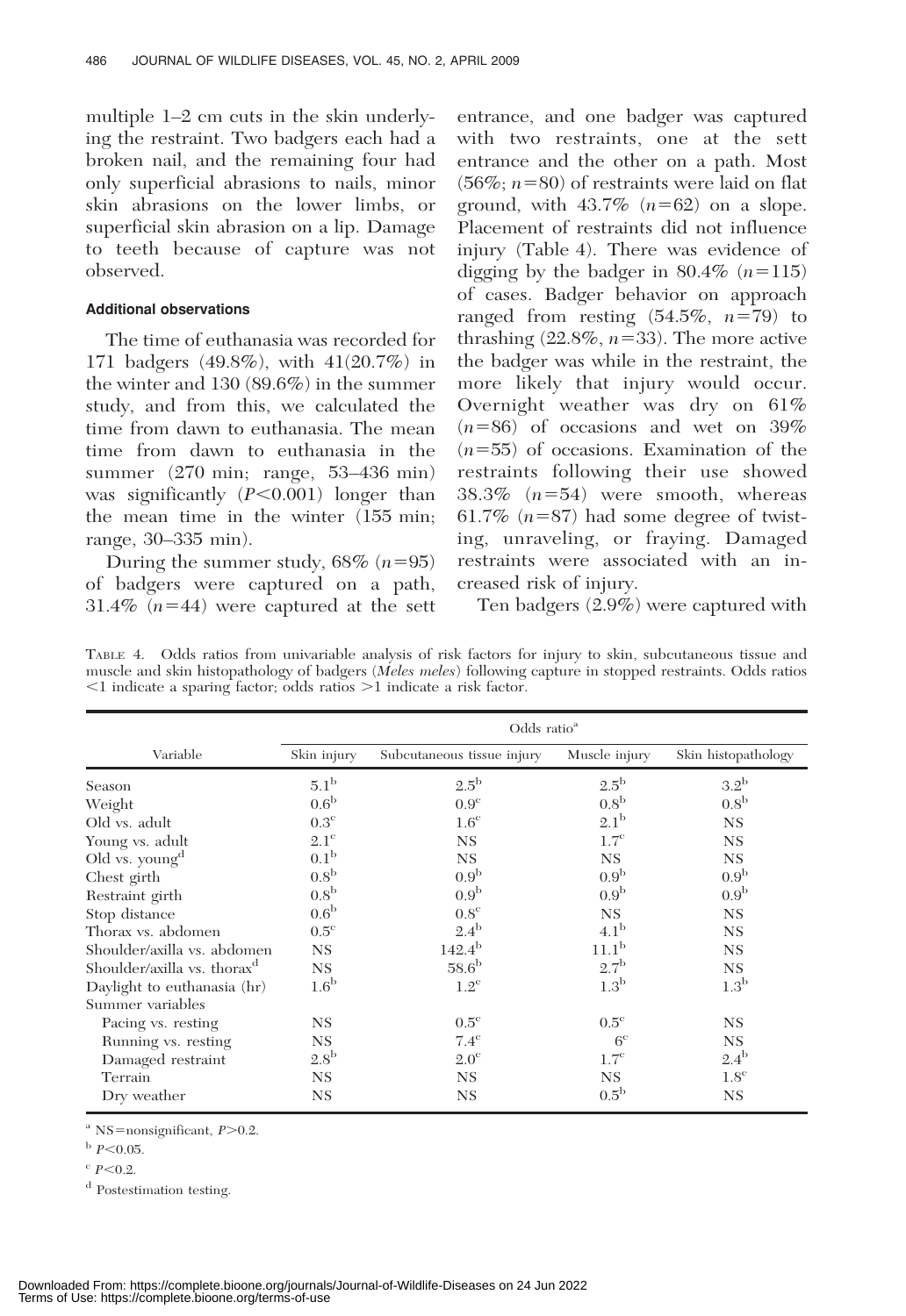multiple 1–2 cm cuts in the skin underlying the restraint. Two badgers each had a broken nail, and the remaining four had only superficial abrasions to nails, minor skin abrasions on the lower limbs, or superficial skin abrasion on a lip. Damage to teeth because of capture was not observed.

### Additional observations

The time of euthanasia was recorded for 171 badgers (49.8%), with 41(20.7%) in the winter and 130 (89.6%) in the summer study, and from this, we calculated the time from dawn to euthanasia. The mean time from dawn to euthanasia in the summer (270 min; range, 53–436 min) was significantly ($P<0.001$) longer than the mean time in the winter (155 min; range, 30–335 min).

During the summer study, 68% ($n=95$) of badgers were captured on a path, 31.4% ($n=44$) were captured at the sett entrance, and one badger was captured with two restraints, one at the sett entrance and the other on a path. Most (56%; $n=80$) of restraints were laid on flat ground, with 43.7% ($n=62$) on a slope. Placement of restraints did not influence injury (Table 4). There was evidence of digging by the badger in 80.4% ($n=115$) of cases. Badger behavior on approach ranged from resting (54.5%, $n=79$) to thrashing (22.8%, $n=33$). The more active the badger was while in the restraint, the more likely that injury would occur. Overnight weather was dry on 61% ($n=86$) of occasions and wet on 39% ($n=55$) of occasions. Examination of the restraints following their use showed 38.3% ($n=54$) were smooth, whereas 61.7% ($n=87$) had some degree of twisting, unraveling, or fraying. Damaged restraints were associated with an increased risk of injury.

Ten badgers (2.9%) were captured with

TABLE 4. Odds ratios from univariable analysis of risk factors for injury to skin, subcutaneous tissue and muscle and skin histopathology of badgers (*Meles meles*) following capture in stopped restraints. Odds ratios <1 indicate a sparing factor; odds ratios >1 indicate a risk factor.

| Variable | Odds ratio[a] | | | |
|---|---|---|---|---|
| | Skin injury | Subcutaneous tissue injury | Muscle injury | Skin histopathology |
| Season | 5.1[b] | 2.5[b] | 2.5[b] | 3.2[b] |
| Weight | 0.6[b] | 0.9[c] | 0.8[b] | 0.8[b] |
| Old vs. adult | 0.3[c] | 1.6[c] | 2.1[b] | NS |
| Young vs. adult | 2.1[c] | NS | 1.7[c] | NS |
| Old vs. young[d] | 0.1[b] | NS | NS | NS |
| Chest girth | 0.8[b] | 0.9[b] | 0.9[b] | 0.9[b] |
| Restraint girth | 0.8[b] | 0.9[b] | 0.9[b] | 0.9[b] |
| Stop distance | 0.6[b] | 0.8[c] | NS | NS |
| Thorax vs. abdomen | 0.5[c] | 2.4[b] | 4.1[b] | NS |
| Shoulder/axilla vs. abdomen | NS | 142.4[b] | 11.1[b] | NS |
| Shoulder/axilla vs. thorax[d] | NS | 58.6[b] | 2.7[b] | NS |
| Daylight to euthanasia (hr) | 1.6[b] | 1.2[c] | 1.3[b] | 1.3[b] |
| Summer variables | | | | |
| Pacing vs. resting | NS | 0.5[c] | 0.5[c] | NS |
| Running vs. resting | NS | 7.4[c] | 6[c] | NS |
| Damaged restraint | 2.8[b] | 2.0[c] | 1.7[c] | 2.4[b] |
| Terrain | NS | NS | NS | 1.8[c] |
| Dry weather | NS | NS | 0.5[b] | NS |

[a] NS=nonsignificant, $P>0.2$.

[b] $P<0.05$.

[c] $P<0.2$.

[d] Postestimation testing.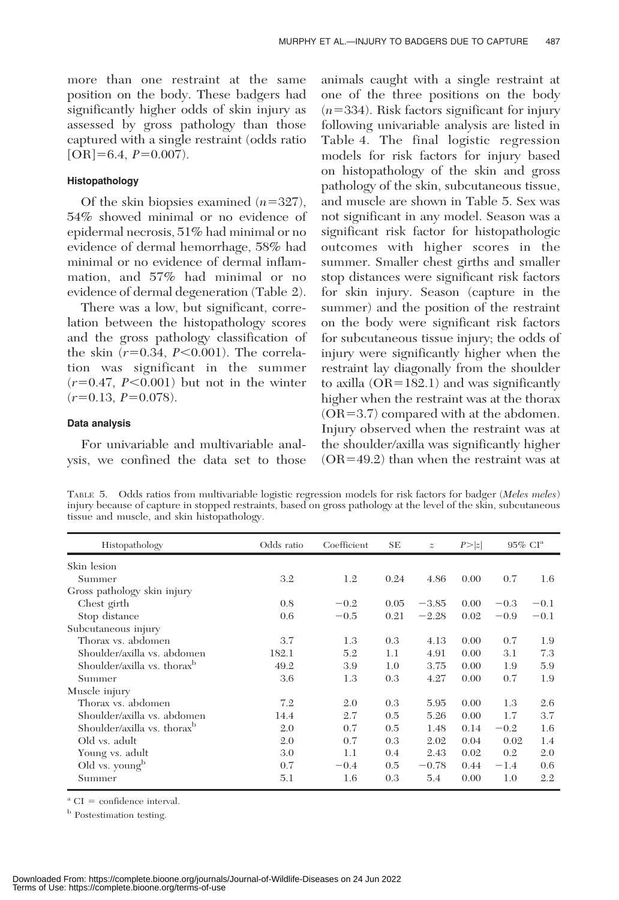more than one restraint at the same position on the body. These badgers had significantly higher odds of skin injury as assessed by gross pathology than those captured with a single restraint (odds ratio [OR]=6.4, $P=0.007$).

#### Histopathology

Of the skin biopsies examined ($n=327$), 54% showed minimal or no evidence of epidermal necrosis, 51% had minimal or no evidence of dermal hemorrhage, 58% had minimal or no evidence of dermal inflammation, and 57% had minimal or no evidence of dermal degeneration (Table 2).

There was a low, but significant, correlation between the histopathology scores and the gross pathology classification of the skin ($r=0.34$, $P<0.001$). The correlation was significant in the summer ($r=0.47$, $P<0.001$) but not in the winter ($r=0.13$, $P=0.078$).

#### Data analysis

For univariable and multivariable analysis, we confined the data set to those animals caught with a single restraint at one of the three positions on the body ($n=334$). Risk factors significant for injury following univariable analysis are listed in Table 4. The final logistic regression models for risk factors for injury based on histopathology of the skin and gross pathology of the skin, subcutaneous tissue, and muscle are shown in Table 5. Sex was not significant in any model. Season was a significant risk factor for histopathologic outcomes with higher scores in the summer. Smaller chest girths and smaller stop distances were significant risk factors for skin injury. Season (capture in the summer) and the position of the restraint on the body were significant risk factors for subcutaneous tissue injury; the odds of injury were significantly higher when the restraint lay diagonally from the shoulder to axilla (OR=182.1) and was significantly higher when the restraint was at the thorax (OR=3.7) compared with at the abdomen. Injury observed when the restraint was at the shoulder/axilla was significantly higher (OR=49.2) than when the restraint was at

TABLE 5. Odds ratios from multivariable logistic regression models for risk factors for badger (*Meles meles*) injury because of capture in stopped restraints, based on gross pathology at the level of the skin, subcutaneous tissue and muscle, and skin histopathology.

| Histopathology | Odds ratio | Coefficient | SE | $z$ | $P>\|z\|$ | 95% CI[a] | |
|---|---|---|---|---|---|---|---|
| Skin lesion | | | | | | | |
| Summer | 3.2 | 1.2 | 0.24 | 4.86 | 0.00 | 0.7 | 1.6 |
| Gross pathology skin injury | | | | | | | |
| Chest girth | 0.8 | −0.2 | 0.05 | −3.85 | 0.00 | −0.3 | −0.1 |
| Stop distance | 0.6 | −0.5 | 0.21 | −2.28 | 0.02 | −0.9 | −0.1 |
| Subcutaneous injury | | | | | | | |
| Thorax vs. abdomen | 3.7 | 1.3 | 0.3 | 4.13 | 0.00 | 0.7 | 1.9 |
| Shoulder/axilla vs. abdomen | 182.1 | 5.2 | 1.1 | 4.91 | 0.00 | 3.1 | 7.3 |
| Shoulder/axilla vs. thorax[b] | 49.2 | 3.9 | 1.0 | 3.75 | 0.00 | 1.9 | 5.9 |
| Summer | 3.6 | 1.3 | 0.3 | 4.27 | 0.00 | 0.7 | 1.9 |
| Muscle injury | | | | | | | |
| Thorax vs. abdomen | 7.2 | 2.0 | 0.3 | 5.95 | 0.00 | 1.3 | 2.6 |
| Shoulder/axilla vs. abdomen | 14.4 | 2.7 | 0.5 | 5.26 | 0.00 | 1.7 | 3.7 |
| Shoulder/axilla vs. thorax[b] | 2.0 | 0.7 | 0.5 | 1.48 | 0.14 | −0.2 | 1.6 |
| Old vs. adult | 2.0 | 0.7 | 0.3 | 2.02 | 0.04 | 0.02 | 1.4 |
| Young vs. adult | 3.0 | 1.1 | 0.4 | 2.43 | 0.02 | 0.2 | 2.0 |
| Old vs. young[b] | 0.7 | −0.4 | 0.5 | −0.78 | 0.44 | −1.4 | 0.6 |
| Summer | 5.1 | 1.6 | 0.3 | 5.4 | 0.00 | 1.0 | 2.2 |

[a] CI = confidence interval.

[b] Postestimation testing.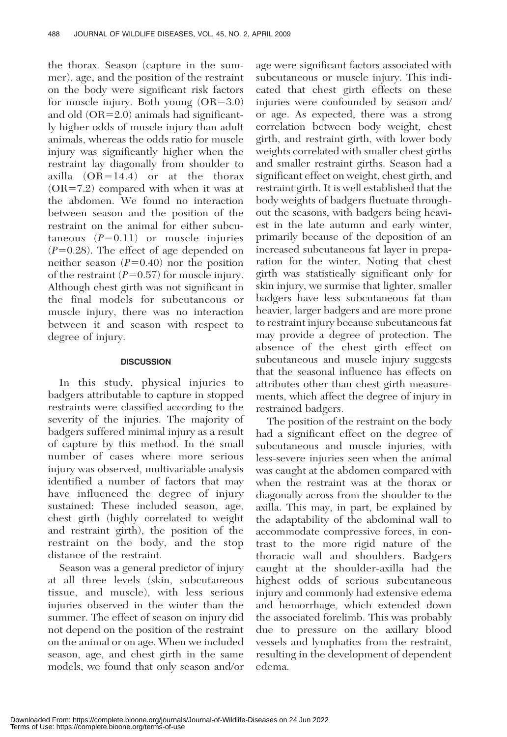the thorax. Season (capture in the summer), age, and the position of the restraint on the body were significant risk factors for muscle injury. Both young (OR=3.0) and old (OR=2.0) animals had significantly higher odds of muscle injury than adult animals, whereas the odds ratio for muscle injury was significantly higher when the restraint lay diagonally from shoulder to axilla (OR=14.4) or at the thorax (OR=7.2) compared with when it was at the abdomen. We found no interaction between season and the position of the restraint on the animal for either subcutaneous ($P=0.11$) or muscle injuries ($P=0.28$). The effect of age depended on neither season ($P=0.40$) nor the position of the restraint ($P=0.57$) for muscle injury. Although chest girth was not significant in the final models for subcutaneous or muscle injury, there was no interaction between it and season with respect to degree of injury.

## DISCUSSION

In this study, physical injuries to badgers attributable to capture in stopped restraints were classified according to the severity of the injuries. The majority of badgers suffered minimal injury as a result of capture by this method. In the small number of cases where more serious injury was observed, multivariable analysis identified a number of factors that may have influenced the degree of injury sustained: These included season, age, chest girth (highly correlated to weight and restraint girth), the position of the restraint on the body, and the stop distance of the restraint.

Season was a general predictor of injury at all three levels (skin, subcutaneous tissue, and muscle), with less serious injuries observed in the winter than the summer. The effect of season on injury did not depend on the position of the restraint on the animal or on age. When we included season, age, and chest girth in the same models, we found that only season and/or age were significant factors associated with subcutaneous or muscle injury. This indicated that chest girth effects on these injuries were confounded by season and/or age. As expected, there was a strong correlation between body weight, chest girth, and restraint girth, with lower body weights correlated with smaller chest girths and smaller restraint girths. Season had a significant effect on weight, chest girth, and restraint girth. It is well established that the body weights of badgers fluctuate throughout the seasons, with badgers being heaviest in the late autumn and early winter, primarily because of the deposition of an increased subcutaneous fat layer in preparation for the winter. Noting that chest girth was statistically significant only for skin injury, we surmise that lighter, smaller badgers have less subcutaneous fat than heavier, larger badgers and are more prone to restraint injury because subcutaneous fat may provide a degree of protection. The absence of the chest girth effect on subcutaneous and muscle injury suggests that the seasonal influence has effects on attributes other than chest girth measurements, which affect the degree of injury in restrained badgers.

The position of the restraint on the body had a significant effect on the degree of subcutaneous and muscle injuries, with less-severe injuries seen when the animal was caught at the abdomen compared with when the restraint was at the thorax or diagonally across from the shoulder to the axilla. This may, in part, be explained by the adaptability of the abdominal wall to accommodate compressive forces, in contrast to the more rigid nature of the thoracic wall and shoulders. Badgers caught at the shoulder-axilla had the highest odds of serious subcutaneous injury and commonly had extensive edema and hemorrhage, which extended down the associated forelimb. This was probably due to pressure on the axillary blood vessels and lymphatics from the restraint, resulting in the development of dependent edema.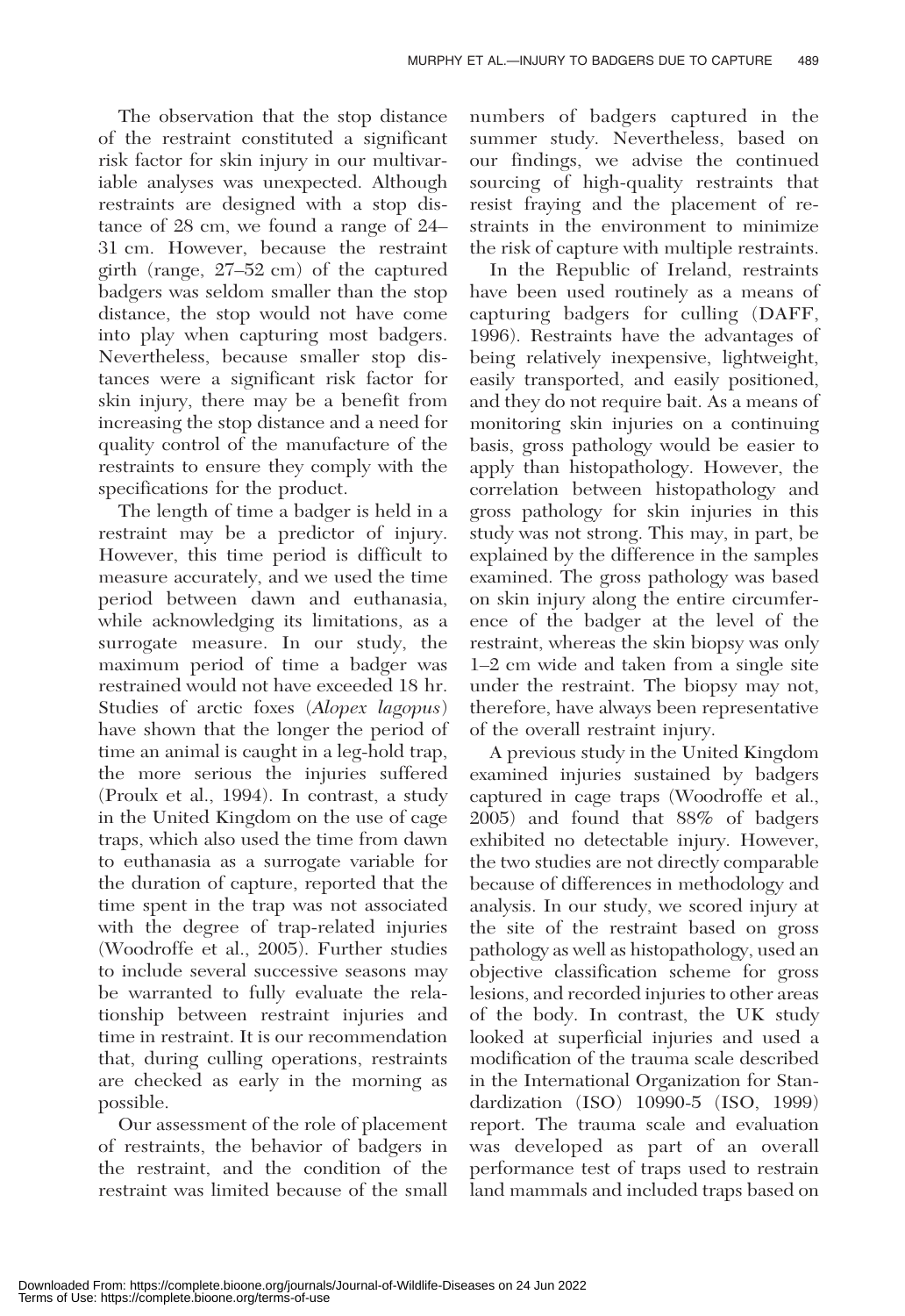The observation that the stop distance of the restraint constituted a significant risk factor for skin injury in our multivariable analyses was unexpected. Although restraints are designed with a stop distance of 28 cm, we found a range of 24–31 cm. However, because the restraint girth (range, 27–52 cm) of the captured badgers was seldom smaller than the stop distance, the stop would not have come into play when capturing most badgers. Nevertheless, because smaller stop distances were a significant risk factor for skin injury, there may be a benefit from increasing the stop distance and a need for quality control of the manufacture of the restraints to ensure they comply with the specifications for the product.

The length of time a badger is held in a restraint may be a predictor of injury. However, this time period is difficult to measure accurately, and we used the time period between dawn and euthanasia, while acknowledging its limitations, as a surrogate measure. In our study, the maximum period of time a badger was restrained would not have exceeded 18 hr. Studies of arctic foxes (*Alopex lagopus*) have shown that the longer the period of time an animal is caught in a leg-hold trap, the more serious the injuries suffered (Proulx et al., 1994). In contrast, a study in the United Kingdom on the use of cage traps, which also used the time from dawn to euthanasia as a surrogate variable for the duration of capture, reported that the time spent in the trap was not associated with the degree of trap-related injuries (Woodroffe et al., 2005). Further studies to include several successive seasons may be warranted to fully evaluate the relationship between restraint injuries and time in restraint. It is our recommendation that, during culling operations, restraints are checked as early in the morning as possible.

Our assessment of the role of placement of restraints, the behavior of badgers in the restraint, and the condition of the restraint was limited because of the small numbers of badgers captured in the summer study. Nevertheless, based on our findings, we advise the continued sourcing of high-quality restraints that resist fraying and the placement of restraints in the environment to minimize the risk of capture with multiple restraints.

In the Republic of Ireland, restraints have been used routinely as a means of capturing badgers for culling (DAFF, 1996). Restraints have the advantages of being relatively inexpensive, lightweight, easily transported, and easily positioned, and they do not require bait. As a means of monitoring skin injuries on a continuing basis, gross pathology would be easier to apply than histopathology. However, the correlation between histopathology and gross pathology for skin injuries in this study was not strong. This may, in part, be explained by the difference in the samples examined. The gross pathology was based on skin injury along the entire circumference of the badger at the level of the restraint, whereas the skin biopsy was only 1–2 cm wide and taken from a single site under the restraint. The biopsy may not, therefore, have always been representative of the overall restraint injury.

A previous study in the United Kingdom examined injuries sustained by badgers captured in cage traps (Woodroffe et al., 2005) and found that 88% of badgers exhibited no detectable injury. However, the two studies are not directly comparable because of differences in methodology and analysis. In our study, we scored injury at the site of the restraint based on gross pathology as well as histopathology, used an objective classification scheme for gross lesions, and recorded injuries to other areas of the body. In contrast, the UK study looked at superficial injuries and used a modification of the trauma scale described in the International Organization for Standardization (ISO) 10990-5 (ISO, 1999) report. The trauma scale and evaluation was developed as part of an overall performance test of traps used to restrain land mammals and included traps based on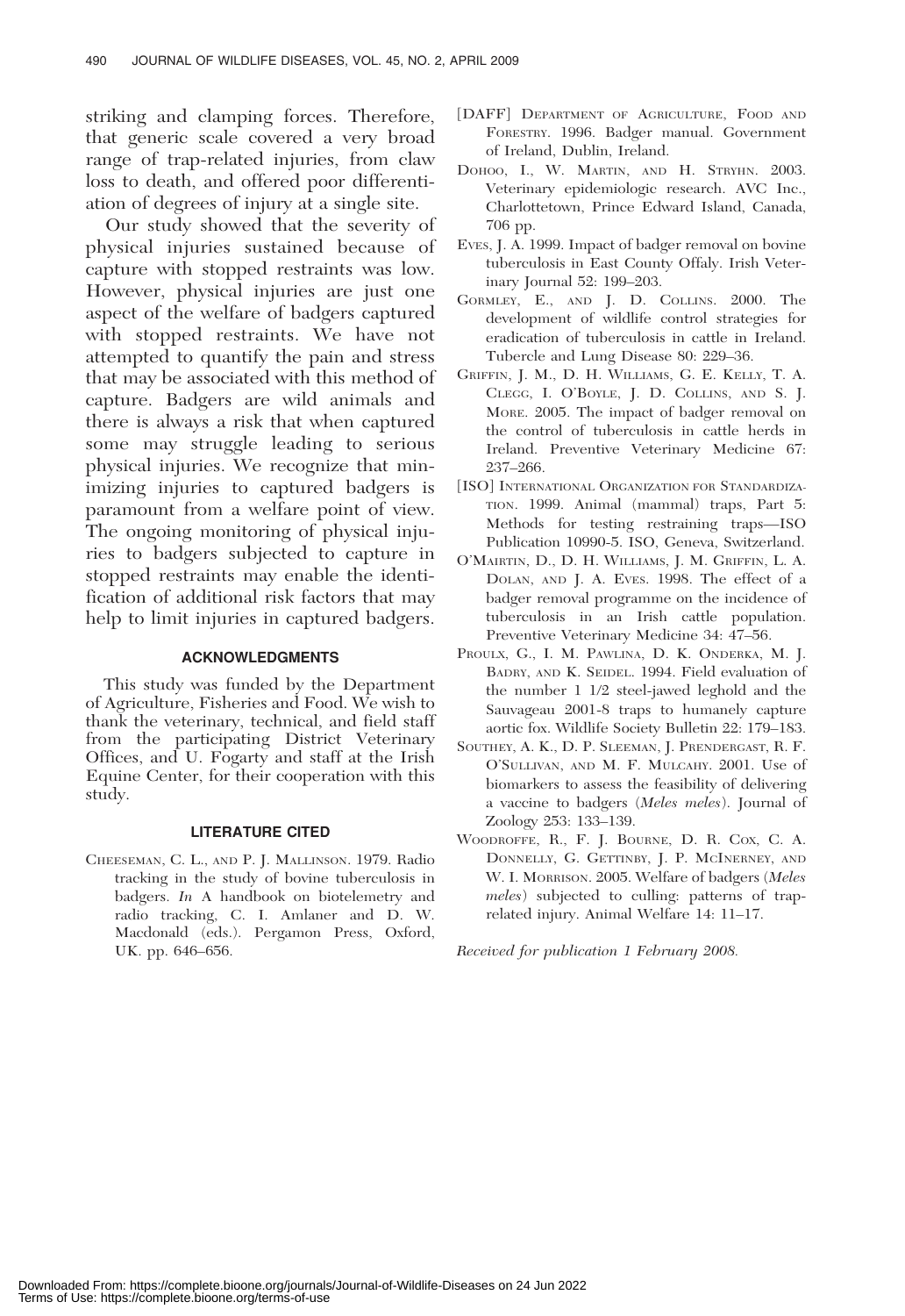striking and clamping forces. Therefore, that generic scale covered a very broad range of trap-related injuries, from claw loss to death, and offered poor differentiation of degrees of injury at a single site.

Our study showed that the severity of physical injuries sustained because of capture with stopped restraints was low. However, physical injuries are just one aspect of the welfare of badgers captured with stopped restraints. We have not attempted to quantify the pain and stress that may be associated with this method of capture. Badgers are wild animals and there is always a risk that when captured some may struggle leading to serious physical injuries. We recognize that minimizing injuries to captured badgers is paramount from a welfare point of view. The ongoing monitoring of physical injuries to badgers subjected to capture in stopped restraints may enable the identification of additional risk factors that may help to limit injuries in captured badgers.

## ACKNOWLEDGMENTS

This study was funded by the Department of Agriculture, Fisheries and Food. We wish to thank the veterinary, technical, and field staff from the participating District Veterinary Offices, and U. Fogarty and staff at the Irish Equine Center, for their cooperation with this study.

## LITERATURE CITED

CHEESEMAN, C. L., AND P. J. MALLINSON. 1979. Radio tracking in the study of bovine tuberculosis in badgers. *In* A handbook on biotelemetry and radio tracking, C. I. Amlaner and D. W. Macdonald (eds.). Pergamon Press, Oxford, UK. pp. 646–656.

[DAFF] DEPARTMENT OF AGRICULTURE, FOOD AND FORESTRY. 1996. Badger manual. Government of Ireland, Dublin, Ireland.

DOHOO, I., W. MARTIN, AND H. STRYHN. 2003. Veterinary epidemiologic research. AVC Inc., Charlottetown, Prince Edward Island, Canada, 706 pp.

EVES, J. A. 1999. Impact of badger removal on bovine tuberculosis in East County Offaly. Irish Veterinary Journal 52: 199–203.

GORMLEY, E., AND J. D. COLLINS. 2000. The development of wildlife control strategies for eradication of tuberculosis in cattle in Ireland. Tubercle and Lung Disease 80: 229–36.

GRIFFIN, J. M., D. H. WILLIAMS, G. E. KELLY, T. A. CLEGG, I. O'BOYLE, J. D. COLLINS, AND S. J. MORE. 2005. The impact of badger removal on the control of tuberculosis in cattle herds in Ireland. Preventive Veterinary Medicine 67: 237–266.

[ISO] INTERNATIONAL ORGANIZATION FOR STANDARDIZATION. 1999. Animal (mammal) traps, Part 5: Methods for testing restraining traps—ISO Publication 10990-5. ISO, Geneva, Switzerland.

O'MAIRTIN, D., D. H. WILLIAMS, J. M. GRIFFIN, L. A. DOLAN, AND J. A. EVES. 1998. The effect of a badger removal programme on the incidence of tuberculosis in an Irish cattle population. Preventive Veterinary Medicine 34: 47–56.

PROULX, G., I. M. PAWLINA, D. K. ONDERKA, M. J. BADRY, AND K. SEIDEL. 1994. Field evaluation of the number 1 1/2 steel-jawed leghold and the Sauvageau 2001-8 traps to humanely capture aortic fox. Wildlife Society Bulletin 22: 179–183.

SOUTHEY, A. K., D. P. SLEEMAN, J. PRENDERGAST, R. F. O'SULLIVAN, AND M. F. MULCAHY. 2001. Use of biomarkers to assess the feasibility of delivering a vaccine to badgers (*Meles meles*). Journal of Zoology 253: 133–139.

WOODROFFE, R., F. J. BOURNE, D. R. COX, C. A. DONNELLY, G. GETTINBY, J. P. MCINERNEY, AND W. I. MORRISON. 2005. Welfare of badgers (*Meles meles*) subjected to culling: patterns of trap-related injury. Animal Welfare 14: 11–17.

*Received for publication 1 February 2008.*